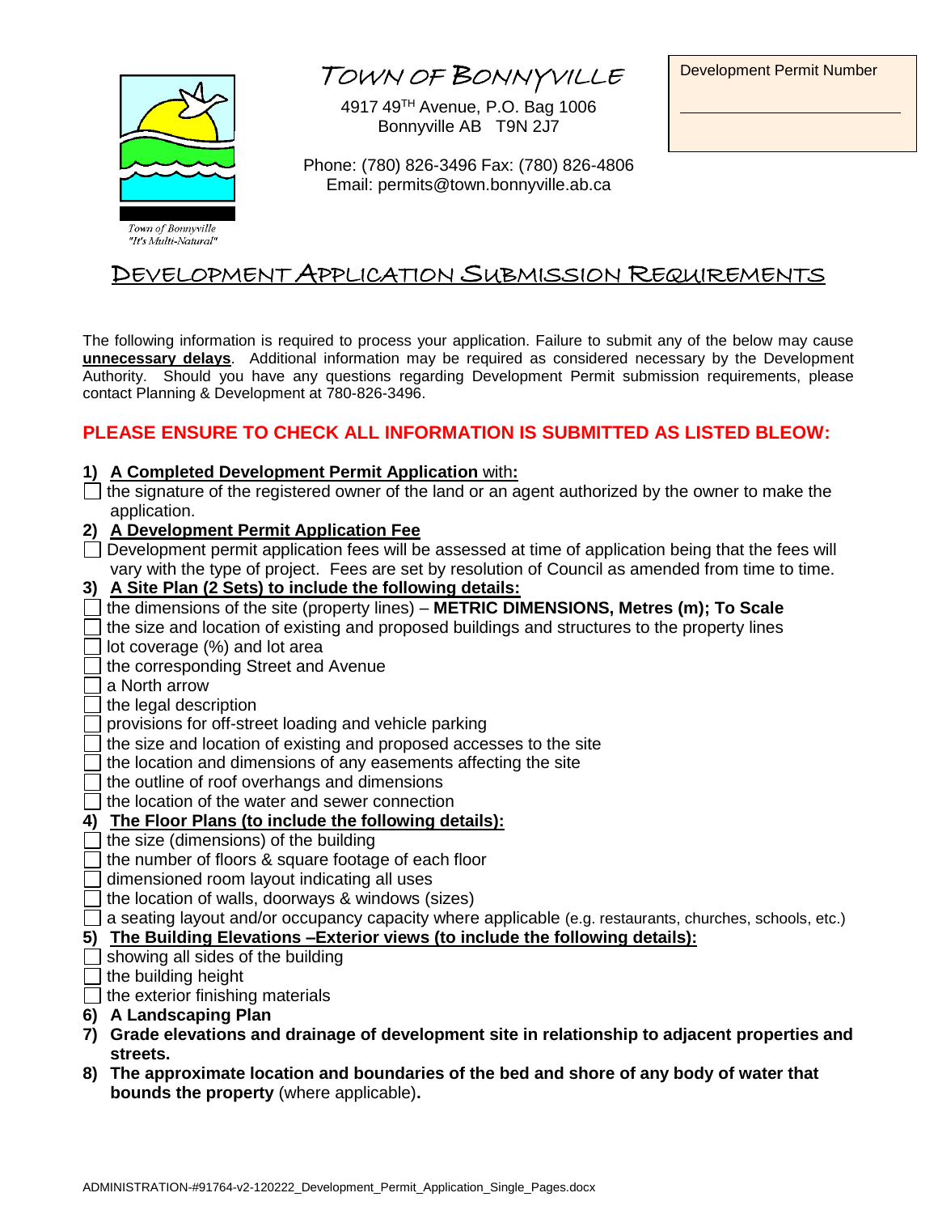Town of Bonnyville
"It's Multi-Natural"

# TOWN OF BONNYVILLE

4917 49[TH] Avenue, P.O. Bag 1006
Bonnyville AB T9N 2J7

Phone: (780) 826-3496 Fax: (780) 826-4806
Email: permits@town.bonnyville.ab.ca

Development Permit Number

______________________

## DEVELOPMENT APPLICATION SUBMISSION REQUIREMENTS

The following information is required to process your application. Failure to submit any of the below may cause **unnecessary delays**. Additional information may be required as considered necessary by the Development Authority. Should you have any questions regarding Development Permit submission requirements, please contact Planning & Development at 780-826-3496.

**PLEASE ENSURE TO CHECK ALL INFORMATION IS SUBMITTED AS LISTED BLEOW:**

**1) A Completed Development Permit Application with:**

- [ ] the signature of the registered owner of the land or an agent authorized by the owner to make the application.

**2) A Development Permit Application Fee**

- [ ] Development permit application fees will be assessed at time of application being that the fees will vary with the type of project. Fees are set by resolution of Council as amended from time to time.

**3) A Site Plan (2 Sets) to include the following details:**

- [ ] the dimensions of the site (property lines) – **METRIC DIMENSIONS, Metres (m); To Scale**
- [ ] the size and location of existing and proposed buildings and structures to the property lines
- [ ] lot coverage (%) and lot area
- [ ] the corresponding Street and Avenue
- [ ] a North arrow
- [ ] the legal description
- [ ] provisions for off-street loading and vehicle parking
- [ ] the size and location of existing and proposed accesses to the site
- [ ] the location and dimensions of any easements affecting the site
- [ ] the outline of roof overhangs and dimensions
- [ ] the location of the water and sewer connection

**4) The Floor Plans (to include the following details):**

- [ ] the size (dimensions) of the building
- [ ] the number of floors & square footage of each floor
- [ ] dimensioned room layout indicating all uses
- [ ] the location of walls, doorways & windows (sizes)
- [ ] a seating layout and/or occupancy capacity where applicable (e.g. restaurants, churches, schools, etc.)

**5) The Building Elevations –Exterior views (to include the following details):**

- [ ] showing all sides of the building
- [ ] the building height
- [ ] the exterior finishing materials

**6) A Landscaping Plan**

**7) Grade elevations and drainage of development site in relationship to adjacent properties and streets.**

**8) The approximate location and boundaries of the bed and shore of any body of water that bounds the property** (where applicable)**.**

ADMINISTRATION-#91764-v2-120222_Development_Permit_Application_Single_Pages.docx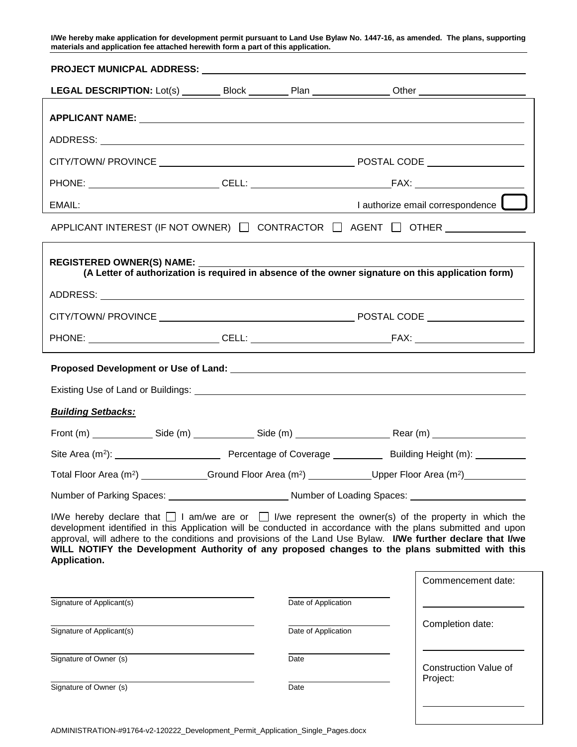**I/We hereby make application for development permit pursuant to Land Use Bylaw No. 1447-16, as amended. The plans, supporting materials and application fee attached herewith form a part of this application.**

**PROJECT MUNICPAL ADDRESS:** ____________________

**LEGAL DESCRIPTION:** Lot(s) ________ Block ________ Plan ______________ Other ____________________

**APPLICANT NAME:** ____________________

ADDRESS: ____________________

CITY/TOWN/ PROVINCE ____________________ POSTAL CODE ____________________

PHONE: ____________________ CELL: ____________________ FAX: ____________________

EMAIL: I authorize email correspondence ☐

APPLICANT INTEREST (IF NOT OWNER) ☐ CONTRACTOR ☐ AGENT ☐ OTHER ______________

**REGISTERED OWNER(S) NAME:** ____________________
**(A Letter of authorization is required in absence of the owner signature on this application form)**

ADDRESS: ____________________

CITY/TOWN/ PROVINCE ____________________ POSTAL CODE ____________________

PHONE: ____________________ CELL: ____________________ FAX: ____________________

**Proposed Development or Use of Land:** ____________________

Existing Use of Land or Buildings: ____________________

***Building Setbacks:***

Front (m) ____________ Side (m) ____________ Side (m) ____________ Rear (m) ____________

Site Area ($m^2$): ____________ Percentage of Coverage ____________ Building Height (m): ____________

Total Floor Area ($m^2$) ____________ Ground Floor Area ($m^2$) ____________ Upper Floor Area ($m^2$) ____________

Number of Parking Spaces: ____________ Number of Loading Spaces: ____________

I/We hereby declare that ☐ I am/we are or ☐ I/we represent the owner(s) of the property in which the development identified in this Application will be conducted in accordance with the plans submitted and upon approval, will adhere to the conditions and provisions of the Land Use Bylaw. **I/We further declare that I/we WILL NOTIFY the Development Authority of any proposed changes to the plans submitted with this Application.**

______________________________ ______________________
Signature of Applicant(s) Date of Application

______________________________ ______________________
Signature of Applicant(s) Date of Application

______________________________ ______________________
Signature of Owner (s) Date

______________________________ ______________________
Signature of Owner (s) Date

Commencement date: ____________________

Completion date: ____________________

Construction Value of Project: ____________________

ADMINISTRATION-#91764-v2-120222_Development_Permit_Application_Single_Pages.docx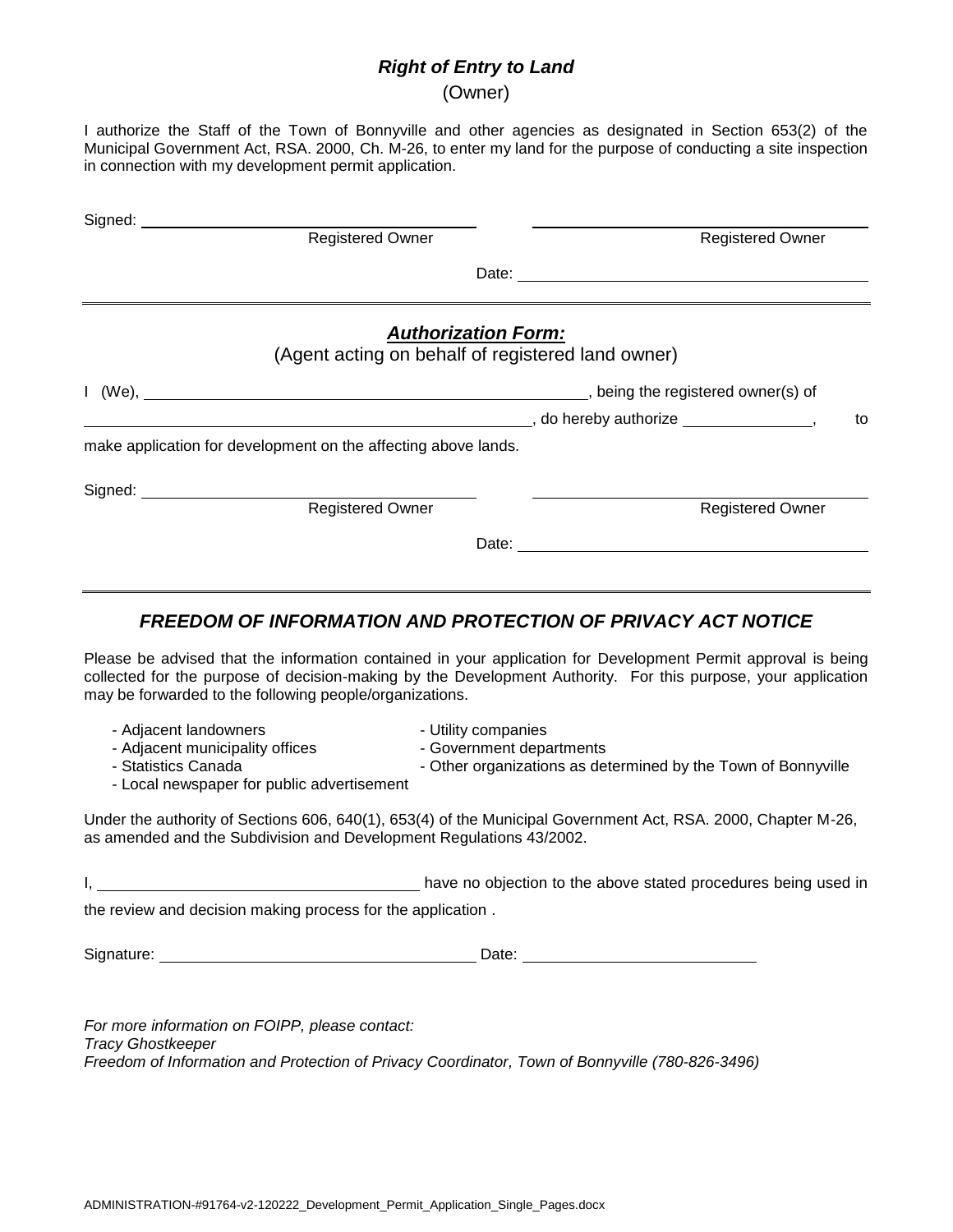### ***Right of Entry to Land***

(Owner)

I authorize the Staff of the Town of Bonnyville and other agencies as designated in Section 653(2) of the Municipal Government Act, RSA. 2000, Ch. M-26, to enter my land for the purpose of conducting a site inspection in connection with my development permit application.

Signed: \_\_\_\_\_\_\_\_\_\_\_\_\_\_\_\_\_\_\_\_\_\_\_\_\_\_\_\_\_\_\_\_ \_\_\_\_\_\_\_\_\_\_\_\_\_\_\_\_\_\_\_\_\_\_\_\_\_\_\_\_\_\_\_\_

Registered Owner Registered Owner

Date: \_\_\_\_\_\_\_\_\_\_\_\_\_\_\_\_\_\_\_\_\_\_\_\_\_\_\_\_\_\_\_\_

---

### ***Authorization Form:***

(Agent acting on behalf of registered land owner)

I (We), \_\_\_\_\_\_\_\_\_\_\_\_\_\_\_\_\_\_\_\_\_\_\_\_\_\_\_\_\_\_\_\_\_\_\_\_\_\_\_\_\_\_\_\_, being the registered owner(s) of \_\_\_\_\_\_\_\_\_\_\_\_\_\_\_\_\_\_\_\_\_\_\_\_\_\_\_\_\_\_\_\_\_\_\_\_\_\_\_\_\_\_\_\_, do hereby authorize \_\_\_\_\_\_\_\_\_\_\_\_\_\_, to make application for development on the affecting above lands.

Signed: \_\_\_\_\_\_\_\_\_\_\_\_\_\_\_\_\_\_\_\_\_\_\_\_\_\_\_\_\_\_\_\_ \_\_\_\_\_\_\_\_\_\_\_\_\_\_\_\_\_\_\_\_\_\_\_\_\_\_\_\_\_\_\_\_

Registered Owner Registered Owner

Date: \_\_\_\_\_\_\_\_\_\_\_\_\_\_\_\_\_\_\_\_\_\_\_\_\_\_\_\_\_\_\_\_

---

### ***FREEDOM OF INFORMATION AND PROTECTION OF PRIVACY ACT NOTICE***

Please be advised that the information contained in your application for Development Permit approval is being collected for the purpose of decision-making by the Development Authority. For this purpose, your application may be forwarded to the following people/organizations.

- Adjacent landowners
- Adjacent municipality offices
- Statistics Canada
- Local newspaper for public advertisement
- Utility companies
- Government departments
- Other organizations as determined by the Town of Bonnyville

Under the authority of Sections 606, 640(1), 653(4) of the Municipal Government Act, RSA. 2000, Chapter M-26, as amended and the Subdivision and Development Regulations 43/2002.

I, \_\_\_\_\_\_\_\_\_\_\_\_\_\_\_\_\_\_\_\_\_\_\_\_\_\_\_\_\_\_\_\_ have no objection to the above stated procedures being used in the review and decision making process for the application .

Signature: \_\_\_\_\_\_\_\_\_\_\_\_\_\_\_\_\_\_\_\_\_\_\_\_\_\_\_\_\_\_ Date: \_\_\_\_\_\_\_\_\_\_\_\_\_\_\_\_\_\_\_\_\_\_\_\_

*For more information on FOIPP, please contact:*
*Tracy Ghostkeeper*
*Freedom of Information and Protection of Privacy Coordinator, Town of Bonnyville (780-826-3496)*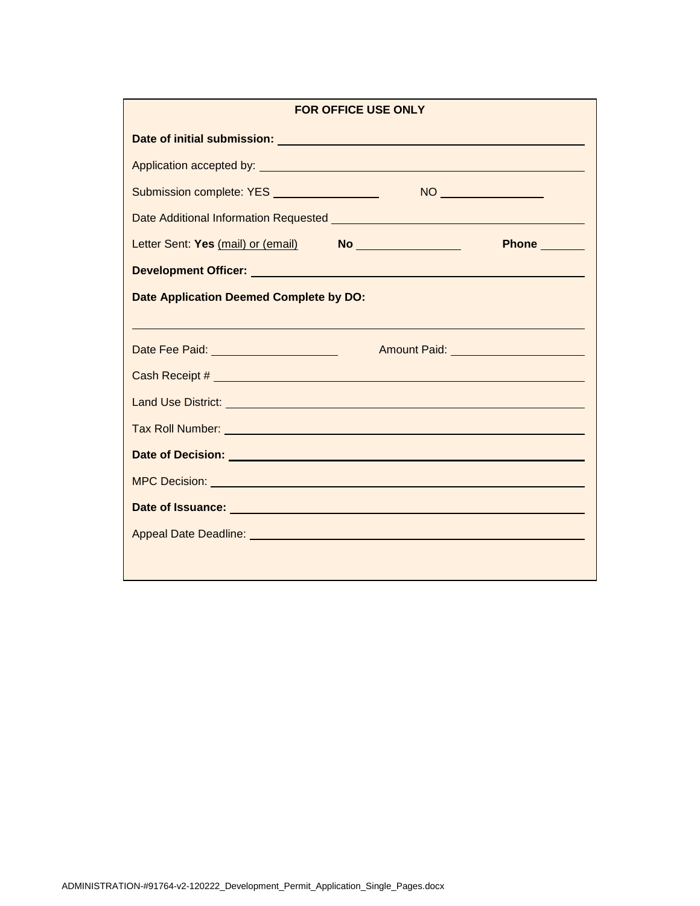**FOR OFFICE USE ONLY**

**Date of initial submission:** \_\_\_\_\_\_\_\_\_\_\_\_\_\_\_\_\_\_\_\_\_\_\_\_\_\_\_\_\_\_\_\_\_\_\_\_\_\_\_\_

Application accepted by: \_\_\_\_\_\_\_\_\_\_\_\_\_\_\_\_\_\_\_\_\_\_\_\_\_\_\_\_\_\_\_\_\_\_\_\_\_\_\_\_

Submission complete: YES \_\_\_\_\_\_\_\_\_\_\_\_\_\_\_\_ NO \_\_\_\_\_\_\_\_\_\_\_\_\_\_\_\_

Date Additional Information Requested \_\_\_\_\_\_\_\_\_\_\_\_\_\_\_\_\_\_\_\_\_\_\_\_\_\_\_\_\_\_\_\_\_\_\_\_

Letter Sent: **Yes** (mail) or (email) **No** \_\_\_\_\_\_\_\_\_\_\_\_\_\_\_\_ **Phone** \_\_\_\_\_\_\_

**Development Officer:** \_\_\_\_\_\_\_\_\_\_\_\_\_\_\_\_\_\_\_\_\_\_\_\_\_\_\_\_\_\_\_\_\_\_\_\_\_\_\_\_

**Date Application Deemed Complete by DO:**

\_\_\_\_\_\_\_\_\_\_\_\_\_\_\_\_\_\_\_\_\_\_\_\_\_\_\_\_\_\_\_\_\_\_\_\_\_\_\_\_\_\_\_\_\_\_\_\_\_\_\_\_\_\_\_\_\_\_

Date Fee Paid: \_\_\_\_\_\_\_\_\_\_\_\_\_\_\_\_\_\_\_\_ Amount Paid: \_\_\_\_\_\_\_\_\_\_\_\_\_\_\_\_\_\_\_\_

Cash Receipt # \_\_\_\_\_\_\_\_\_\_\_\_\_\_\_\_\_\_\_\_\_\_\_\_\_\_\_\_\_\_\_\_\_\_\_\_\_\_\_\_\_\_\_\_\_\_\_\_\_\_

Land Use District: \_\_\_\_\_\_\_\_\_\_\_\_\_\_\_\_\_\_\_\_\_\_\_\_\_\_\_\_\_\_\_\_\_\_\_\_\_\_\_\_\_\_\_\_\_\_

Tax Roll Number: \_\_\_\_\_\_\_\_\_\_\_\_\_\_\_\_\_\_\_\_\_\_\_\_\_\_\_\_\_\_\_\_\_\_\_\_\_\_\_\_\_\_\_\_\_\_\_

**Date of Decision:** \_\_\_\_\_\_\_\_\_\_\_\_\_\_\_\_\_\_\_\_\_\_\_\_\_\_\_\_\_\_\_\_\_\_\_\_\_\_\_\_\_\_\_\_\_

MPC Decision: \_\_\_\_\_\_\_\_\_\_\_\_\_\_\_\_\_\_\_\_\_\_\_\_\_\_\_\_\_\_\_\_\_\_\_\_\_\_\_\_\_\_\_\_\_\_\_\_\_

**Date of Issuance:** \_\_\_\_\_\_\_\_\_\_\_\_\_\_\_\_\_\_\_\_\_\_\_\_\_\_\_\_\_\_\_\_\_\_\_\_\_\_\_\_\_\_\_\_\_

Appeal Date Deadline: \_\_\_\_\_\_\_\_\_\_\_\_\_\_\_\_\_\_\_\_\_\_\_\_\_\_\_\_\_\_\_\_\_\_\_\_\_\_\_\_\_\_\_

ADMINISTRATION-#91764-v2-120222_Development_Permit_Application_Single_Pages.docx